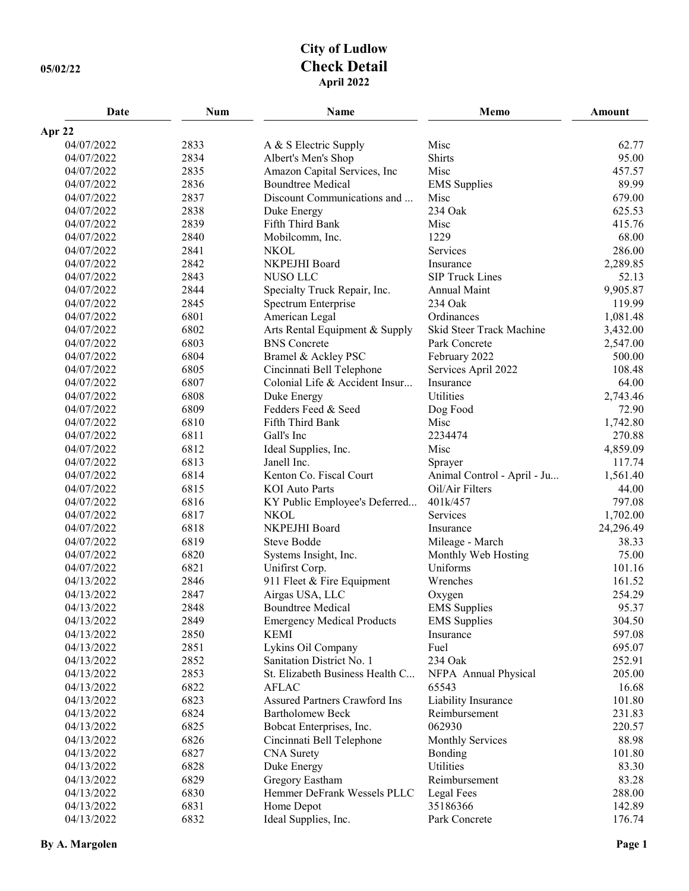# City of Ludlow
## Check Detail
### April 2022

05/02/22

| Date | Num | Name | Memo | Amount |
|---|---|---|---|---|
| **Apr 22** | | | | |
| 04/07/2022 | 2833 | A & S Electric Supply | Misc | 62.77 |
| 04/07/2022 | 2834 | Albert's Men's Shop | Shirts | 95.00 |
| 04/07/2022 | 2835 | Amazon Capital Services, Inc | Misc | 457.57 |
| 04/07/2022 | 2836 | Boundtree Medical | EMS Supplies | 89.99 |
| 04/07/2022 | 2837 | Discount Communications and ... | Misc | 679.00 |
| 04/07/2022 | 2838 | Duke Energy | 234 Oak | 625.53 |
| 04/07/2022 | 2839 | Fifth Third Bank | Misc | 415.76 |
| 04/07/2022 | 2840 | Mobilcomm, Inc. | 1229 | 68.00 |
| 04/07/2022 | 2841 | NKOL | Services | 286.00 |
| 04/07/2022 | 2842 | NKPEJHI Board | Insurance | 2,289.85 |
| 04/07/2022 | 2843 | NUSO LLC | SIP Truck Lines | 52.13 |
| 04/07/2022 | 2844 | Specialty Truck Repair, Inc. | Annual Maint | 9,905.87 |
| 04/07/2022 | 2845 | Spectrum Enterprise | 234 Oak | 119.99 |
| 04/07/2022 | 6801 | American Legal | Ordinances | 1,081.48 |
| 04/07/2022 | 6802 | Arts Rental Equipment & Supply | Skid Steer Track Machine | 3,432.00 |
| 04/07/2022 | 6803 | BNS Concrete | Park Concrete | 2,547.00 |
| 04/07/2022 | 6804 | Bramel & Ackley PSC | February 2022 | 500.00 |
| 04/07/2022 | 6805 | Cincinnati Bell Telephone | Services April 2022 | 108.48 |
| 04/07/2022 | 6807 | Colonial Life & Accident Insur... | Insurance | 64.00 |
| 04/07/2022 | 6808 | Duke Energy | Utilities | 2,743.46 |
| 04/07/2022 | 6809 | Fedders Feed & Seed | Dog Food | 72.90 |
| 04/07/2022 | 6810 | Fifth Third Bank | Misc | 1,742.80 |
| 04/07/2022 | 6811 | Gall's Inc | 2234474 | 270.88 |
| 04/07/2022 | 6812 | Ideal Supplies, Inc. | Misc | 4,859.09 |
| 04/07/2022 | 6813 | Janell Inc. | Sprayer | 117.74 |
| 04/07/2022 | 6814 | Kenton Co. Fiscal Court | Animal Control - April - Ju... | 1,561.40 |
| 04/07/2022 | 6815 | KOI Auto Parts | Oil/Air Filters | 44.00 |
| 04/07/2022 | 6816 | KY Public Employee's Deferred... | 401k/457 | 797.08 |
| 04/07/2022 | 6817 | NKOL | Services | 1,702.00 |
| 04/07/2022 | 6818 | NKPEJHI Board | Insurance | 24,296.49 |
| 04/07/2022 | 6819 | Steve Bodde | Mileage - March | 38.33 |
| 04/07/2022 | 6820 | Systems Insight, Inc. | Monthly Web Hosting | 75.00 |
| 04/07/2022 | 6821 | Unifirst Corp. | Uniforms | 101.16 |
| 04/13/2022 | 2846 | 911 Fleet & Fire Equipment | Wrenches | 161.52 |
| 04/13/2022 | 2847 | Airgas USA, LLC | Oxygen | 254.29 |
| 04/13/2022 | 2848 | Boundtree Medical | EMS Supplies | 95.37 |
| 04/13/2022 | 2849 | Emergency Medical Products | EMS Supplies | 304.50 |
| 04/13/2022 | 2850 | KEMI | Insurance | 597.08 |
| 04/13/2022 | 2851 | Lykins Oil Company | Fuel | 695.07 |
| 04/13/2022 | 2852 | Sanitation District No. 1 | 234 Oak | 252.91 |
| 04/13/2022 | 2853 | St. Elizabeth Business Health C... | NFPA Annual Physical | 205.00 |
| 04/13/2022 | 6822 | AFLAC | 65543 | 16.68 |
| 04/13/2022 | 6823 | Assured Partners Crawford Ins | Liability Insurance | 101.80 |
| 04/13/2022 | 6824 | Bartholomew Beck | Reimbursement | 231.83 |
| 04/13/2022 | 6825 | Bobcat Enterprises, Inc. | 062930 | 220.57 |
| 04/13/2022 | 6826 | Cincinnati Bell Telephone | Monthly Services | 88.98 |
| 04/13/2022 | 6827 | CNA Surety | Bonding | 101.80 |
| 04/13/2022 | 6828 | Duke Energy | Utilities | 83.30 |
| 04/13/2022 | 6829 | Gregory Eastham | Reimbursement | 83.28 |
| 04/13/2022 | 6830 | Hemmer DeFrank Wessels PLLC | Legal Fees | 288.00 |
| 04/13/2022 | 6831 | Home Depot | 35186366 | 142.89 |
| 04/13/2022 | 6832 | Ideal Supplies, Inc. | Park Concrete | 176.74 |

By A. Margolen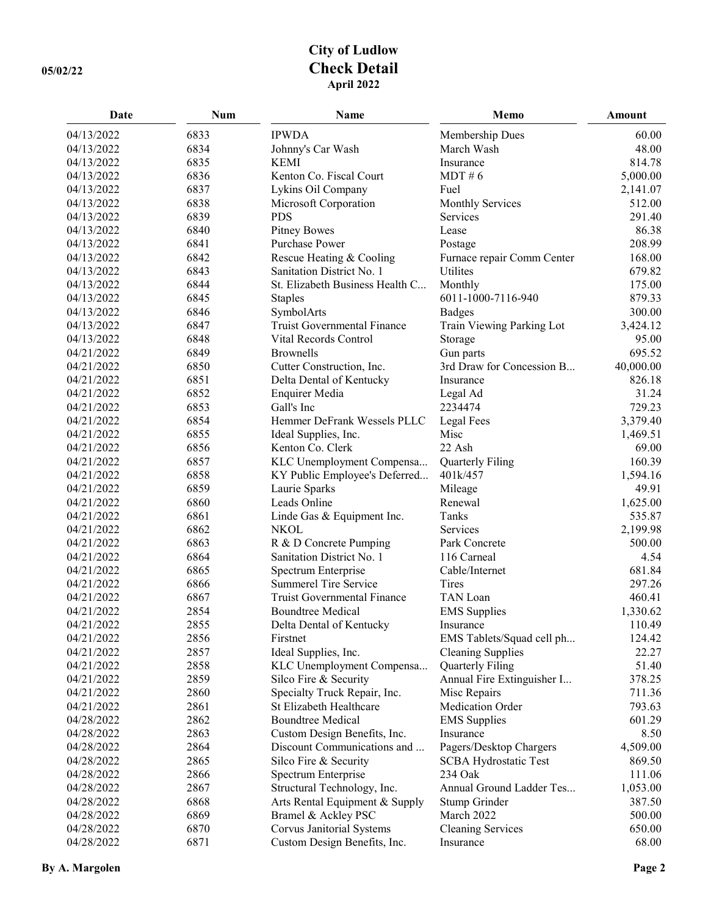# City of Ludlow
## Check Detail
### April 2022

05/02/22

| Date | Num | Name | Memo | Amount |
|---|---|---|---|---|
| 04/13/2022 | 6833 | IPWDA | Membership Dues | 60.00 |
| 04/13/2022 | 6834 | Johnny's Car Wash | March Wash | 48.00 |
| 04/13/2022 | 6835 | KEMI | Insurance | 814.78 |
| 04/13/2022 | 6836 | Kenton Co. Fiscal Court | MDT # 6 | 5,000.00 |
| 04/13/2022 | 6837 | Lykins Oil Company | Fuel | 2,141.07 |
| 04/13/2022 | 6838 | Microsoft Corporation | Monthly Services | 512.00 |
| 04/13/2022 | 6839 | PDS | Services | 291.40 |
| 04/13/2022 | 6840 | Pitney Bowes | Lease | 86.38 |
| 04/13/2022 | 6841 | Purchase Power | Postage | 208.99 |
| 04/13/2022 | 6842 | Rescue Heating & Cooling | Furnace repair Comm Center | 168.00 |
| 04/13/2022 | 6843 | Sanitation District No. 1 | Utilites | 679.82 |
| 04/13/2022 | 6844 | St. Elizabeth Business Health C... | Monthly | 175.00 |
| 04/13/2022 | 6845 | Staples | 6011-1000-7116-940 | 879.33 |
| 04/13/2022 | 6846 | SymbolArts | Badges | 300.00 |
| 04/13/2022 | 6847 | Truist Governmental Finance | Train Viewing Parking Lot | 3,424.12 |
| 04/13/2022 | 6848 | Vital Records Control | Storage | 95.00 |
| 04/21/2022 | 6849 | Brownells | Gun parts | 695.52 |
| 04/21/2022 | 6850 | Cutter Construction, Inc. | 3rd Draw for Concession B... | 40,000.00 |
| 04/21/2022 | 6851 | Delta Dental of Kentucky | Insurance | 826.18 |
| 04/21/2022 | 6852 | Enquirer Media | Legal Ad | 31.24 |
| 04/21/2022 | 6853 | Gall's Inc | 2234474 | 729.23 |
| 04/21/2022 | 6854 | Hemmer DeFrank Wessels PLLC | Legal Fees | 3,379.40 |
| 04/21/2022 | 6855 | Ideal Supplies, Inc. | Misc | 1,469.51 |
| 04/21/2022 | 6856 | Kenton Co. Clerk | 22 Ash | 69.00 |
| 04/21/2022 | 6857 | KLC Unemployment Compensa... | Quarterly Filing | 160.39 |
| 04/21/2022 | 6858 | KY Public Employee's Deferred... | 401k/457 | 1,594.16 |
| 04/21/2022 | 6859 | Laurie Sparks | Mileage | 49.91 |
| 04/21/2022 | 6860 | Leads Online | Renewal | 1,625.00 |
| 04/21/2022 | 6861 | Linde Gas & Equipment Inc. | Tanks | 535.87 |
| 04/21/2022 | 6862 | NKOL | Services | 2,199.98 |
| 04/21/2022 | 6863 | R & D Concrete Pumping | Park Concrete | 500.00 |
| 04/21/2022 | 6864 | Sanitation District No. 1 | 116 Carneal | 4.54 |
| 04/21/2022 | 6865 | Spectrum Enterprise | Cable/Internet | 681.84 |
| 04/21/2022 | 6866 | Summerel Tire Service | Tires | 297.26 |
| 04/21/2022 | 6867 | Truist Governmental Finance | TAN Loan | 460.41 |
| 04/21/2022 | 2854 | Boundtree Medical | EMS Supplies | 1,330.62 |
| 04/21/2022 | 2855 | Delta Dental of Kentucky | Insurance | 110.49 |
| 04/21/2022 | 2856 | Firstnet | EMS Tablets/Squad cell ph... | 124.42 |
| 04/21/2022 | 2857 | Ideal Supplies, Inc. | Cleaning Supplies | 22.27 |
| 04/21/2022 | 2858 | KLC Unemployment Compensa... | Quarterly Filing | 51.40 |
| 04/21/2022 | 2859 | Silco Fire & Security | Annual Fire Extinguisher I... | 378.25 |
| 04/21/2022 | 2860 | Specialty Truck Repair, Inc. | Misc Repairs | 711.36 |
| 04/21/2022 | 2861 | St Elizabeth Healthcare | Medication Order | 793.63 |
| 04/28/2022 | 2862 | Boundtree Medical | EMS Supplies | 601.29 |
| 04/28/2022 | 2863 | Custom Design Benefits, Inc. | Insurance | 8.50 |
| 04/28/2022 | 2864 | Discount Communications and ... | Pagers/Desktop Chargers | 4,509.00 |
| 04/28/2022 | 2865 | Silco Fire & Security | SCBA Hydrostatic Test | 869.50 |
| 04/28/2022 | 2866 | Spectrum Enterprise | 234 Oak | 111.06 |
| 04/28/2022 | 2867 | Structural Technology, Inc. | Annual Ground Ladder Tes... | 1,053.00 |
| 04/28/2022 | 6868 | Arts Rental Equipment & Supply | Stump Grinder | 387.50 |
| 04/28/2022 | 6869 | Bramel & Ackley PSC | March 2022 | 500.00 |
| 04/28/2022 | 6870 | Corvus Janitorial Systems | Cleaning Services | 650.00 |
| 04/28/2022 | 6871 | Custom Design Benefits, Inc. | Insurance | 68.00 |

By A. Margolen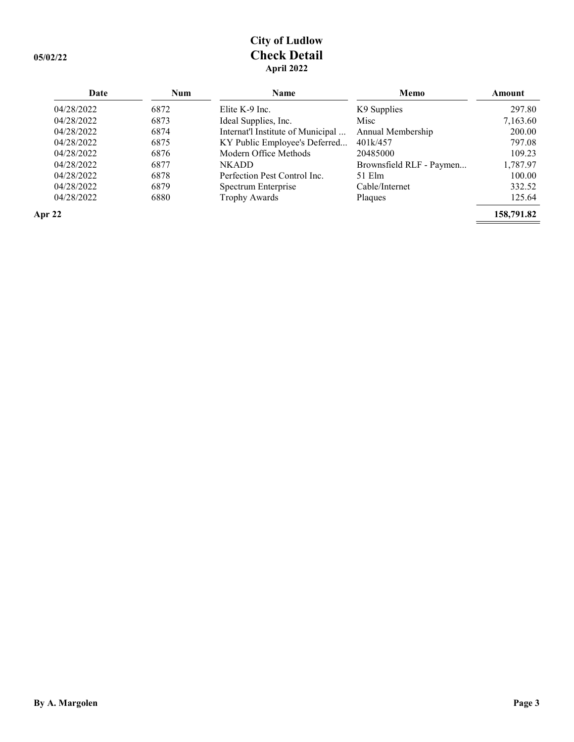# City of Ludlow
## Check Detail
### April 2022

05/02/22

| Date | Num | Name | Memo | Amount |
| --- | --- | --- | --- | --- |
| 04/28/2022 | 6872 | Elite K-9 Inc. | K9 Supplies | 297.80 |
| 04/28/2022 | 6873 | Ideal Supplies, Inc. | Misc | 7,163.60 |
| 04/28/2022 | 6874 | Internat'l Institute of Municipal ... | Annual Membership | 200.00 |
| 04/28/2022 | 6875 | KY Public Employee's Deferred... | 401k/457 | 797.08 |
| 04/28/2022 | 6876 | Modern Office Methods | 20485000 | 109.23 |
| 04/28/2022 | 6877 | NKADD | Brownsfield RLF - Paymen... | 1,787.97 |
| 04/28/2022 | 6878 | Perfection Pest Control Inc. | 51 Elm | 100.00 |
| 04/28/2022 | 6879 | Spectrum Enterprise | Cable/Internet | 332.52 |
| 04/28/2022 | 6880 | Trophy Awards | Plaques | 125.64 |
| **Apr 22** | | | | **158,791.82** |

By A. Margolen